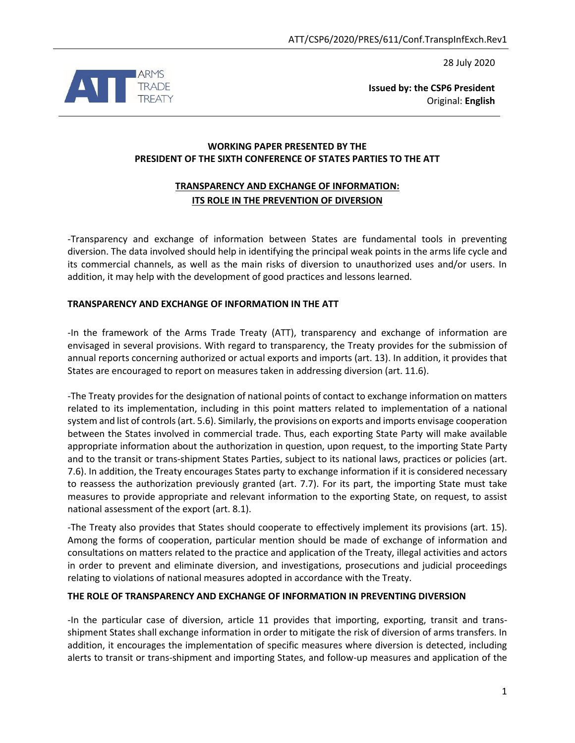ATT/CSP6/2020/PRES/611/Conf.TranspInfExch.Rev1

28 July 2020

ARMS TRADE TREATY

**Issued by: the CSP6 President**
Original: **English**

**WORKING PAPER PRESENTED BY THE PRESIDENT OF THE SIXTH CONFERENCE OF STATES PARTIES TO THE ATT**

## TRANSPARENCY AND EXCHANGE OF INFORMATION: ITS ROLE IN THE PREVENTION OF DIVERSION

-Transparency and exchange of information between States are fundamental tools in preventing diversion. The data involved should help in identifying the principal weak points in the arms life cycle and its commercial channels, as well as the main risks of diversion to unauthorized uses and/or users. In addition, it may help with the development of good practices and lessons learned.

### TRANSPARENCY AND EXCHANGE OF INFORMATION IN THE ATT

-In the framework of the Arms Trade Treaty (ATT), transparency and exchange of information are envisaged in several provisions. With regard to transparency, the Treaty provides for the submission of annual reports concerning authorized or actual exports and imports (art. 13). In addition, it provides that States are encouraged to report on measures taken in addressing diversion (art. 11.6).

-The Treaty provides for the designation of national points of contact to exchange information on matters related to its implementation, including in this point matters related to implementation of a national system and list of controls (art. 5.6). Similarly, the provisions on exports and imports envisage cooperation between the States involved in commercial trade. Thus, each exporting State Party will make available appropriate information about the authorization in question, upon request, to the importing State Party and to the transit or trans-shipment States Parties, subject to its national laws, practices or policies (art. 7.6). In addition, the Treaty encourages States party to exchange information if it is considered necessary to reassess the authorization previously granted (art. 7.7). For its part, the importing State must take measures to provide appropriate and relevant information to the exporting State, on request, to assist national assessment of the export (art. 8.1).

-The Treaty also provides that States should cooperate to effectively implement its provisions (art. 15). Among the forms of cooperation, particular mention should be made of exchange of information and consultations on matters related to the practice and application of the Treaty, illegal activities and actors in order to prevent and eliminate diversion, and investigations, prosecutions and judicial proceedings relating to violations of national measures adopted in accordance with the Treaty.

### THE ROLE OF TRANSPARENCY AND EXCHANGE OF INFORMATION IN PREVENTING DIVERSION

-In the particular case of diversion, article 11 provides that importing, exporting, transit and trans-shipment States shall exchange information in order to mitigate the risk of diversion of arms transfers. In addition, it encourages the implementation of specific measures where diversion is detected, including alerts to transit or trans-shipment and importing States, and follow-up measures and application of the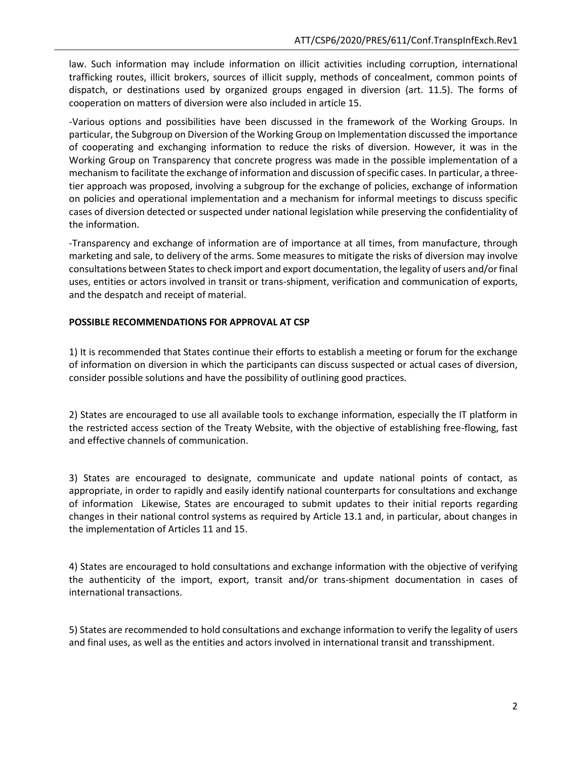law. Such information may include information on illicit activities including corruption, international trafficking routes, illicit brokers, sources of illicit supply, methods of concealment, common points of dispatch, or destinations used by organized groups engaged in diversion (art. 11.5). The forms of cooperation on matters of diversion were also included in article 15.

-Various options and possibilities have been discussed in the framework of the Working Groups. In particular, the Subgroup on Diversion of the Working Group on Implementation discussed the importance of cooperating and exchanging information to reduce the risks of diversion. However, it was in the Working Group on Transparency that concrete progress was made in the possible implementation of a mechanism to facilitate the exchange of information and discussion of specific cases. In particular, a three-tier approach was proposed, involving a subgroup for the exchange of policies, exchange of information on policies and operational implementation and a mechanism for informal meetings to discuss specific cases of diversion detected or suspected under national legislation while preserving the confidentiality of the information.

-Transparency and exchange of information are of importance at all times, from manufacture, through marketing and sale, to delivery of the arms. Some measures to mitigate the risks of diversion may involve consultations between States to check import and export documentation, the legality of users and/or final uses, entities or actors involved in transit or trans-shipment, verification and communication of exports, and the despatch and receipt of material.

**POSSIBLE RECOMMENDATIONS FOR APPROVAL AT CSP**

1) It is recommended that States continue their efforts to establish a meeting or forum for the exchange of information on diversion in which the participants can discuss suspected or actual cases of diversion, consider possible solutions and have the possibility of outlining good practices.

2) States are encouraged to use all available tools to exchange information, especially the IT platform in the restricted access section of the Treaty Website, with the objective of establishing free-flowing, fast and effective channels of communication.

3) States are encouraged to designate, communicate and update national points of contact, as appropriate, in order to rapidly and easily identify national counterparts for consultations and exchange of information Likewise, States are encouraged to submit updates to their initial reports regarding changes in their national control systems as required by Article 13.1 and, in particular, about changes in the implementation of Articles 11 and 15.

4) States are encouraged to hold consultations and exchange information with the objective of verifying the authenticity of the import, export, transit and/or trans-shipment documentation in cases of international transactions.

5) States are recommended to hold consultations and exchange information to verify the legality of users and final uses, as well as the entities and actors involved in international transit and transshipment.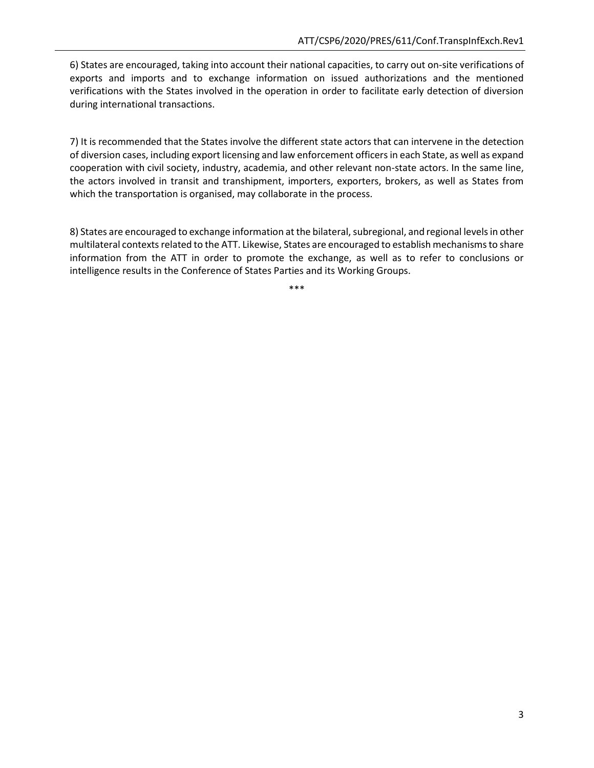6) States are encouraged, taking into account their national capacities, to carry out on-site verifications of exports and imports and to exchange information on issued authorizations and the mentioned verifications with the States involved in the operation in order to facilitate early detection of diversion during international transactions.

7) It is recommended that the States involve the different state actors that can intervene in the detection of diversion cases, including export licensing and law enforcement officers in each State, as well as expand cooperation with civil society, industry, academia, and other relevant non-state actors. In the same line, the actors involved in transit and transhipment, importers, exporters, brokers, as well as States from which the transportation is organised, may collaborate in the process.

8) States are encouraged to exchange information at the bilateral, subregional, and regional levels in other multilateral contexts related to the ATT. Likewise, States are encouraged to establish mechanisms to share information from the ATT in order to promote the exchange, as well as to refer to conclusions or intelligence results in the Conference of States Parties and its Working Groups.

***